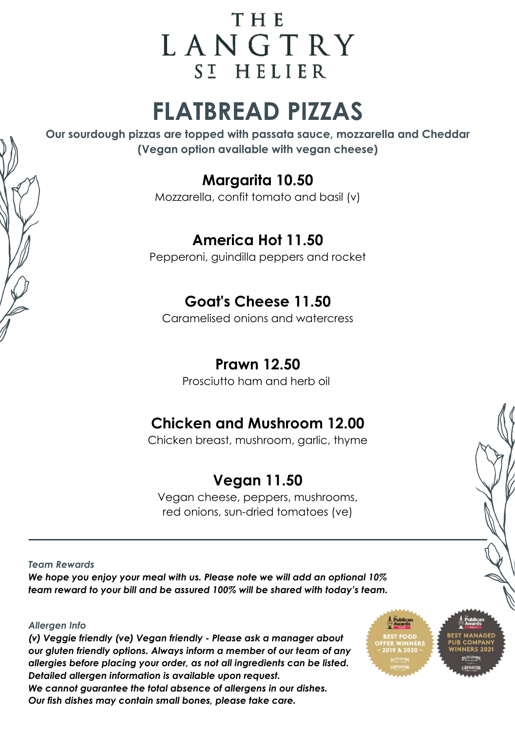# THE LANGTRY ST HELIER

# FLATBREAD PIZZAS

**Our sourdough pizzas are topped with passata sauce, mozzarella and Cheddar (Vegan option available with vegan cheese)**

## Margarita 10.50

Mozzarella, confit tomato and basil (v)

## America Hot 11.50

Pepperoni, guindilla peppers and rocket

## Goat's Cheese 11.50

Caramelised onions and watercress

## Prawn 12.50

Prosciutto ham and herb oil

## Chicken and Mushroom 12.00

Chicken breast, mushroom, garlic, thyme

## Vegan 11.50

Vegan cheese, peppers, mushrooms, red onions, sun-dried tomatoes (ve)

---

*Team Rewards*

***We hope you enjoy your meal with us. Please note we will add an optional 10% team reward to your bill and be assured 100% will be shared with today's team.***

*Allergen Info*

***(v) Veggie friendly (ve) Vegan friendly - Please ask a manager about our gluten friendly options. Always inform a member of our team of any allergies before placing your order, as not all ingredients can be listed. Detailed allergen information is available upon request.***
***We cannot guarantee the total absence of allergens in our dishes.***
***Our fish dishes may contain small bones, please take care.***

Publican Awards BEST FOOD OFFER WINNERS 2019 & 2020

Publican Awards BEST MANAGED PUB COMPANY WINNERS 2021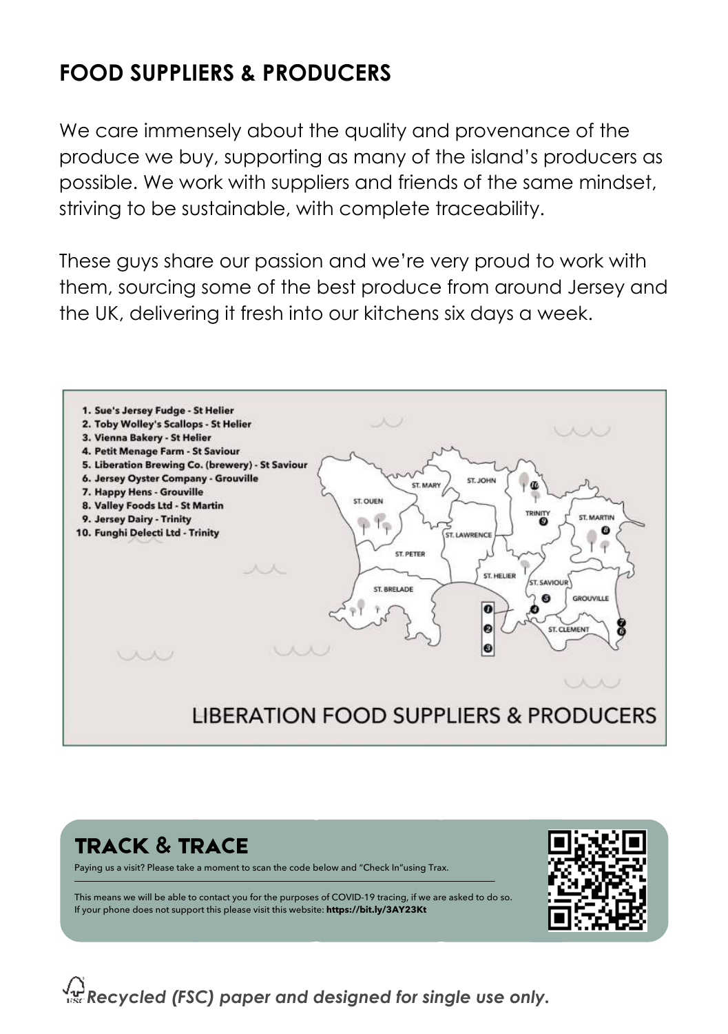## FOOD SUPPLIERS & PRODUCERS

We care immensely about the quality and provenance of the produce we buy, supporting as many of the island's producers as possible. We work with suppliers and friends of the same mindset, striving to be sustainable, with complete traceability.

These guys share our passion and we're very proud to work with them, sourcing some of the best produce from around Jersey and the UK, delivering it fresh into our kitchens six days a week.

1. Sue's Jersey Fudge - St Helier
2. Toby Wolley's Scallops - St Helier
3. Vienna Bakery - St Helier
4. Petit Menage Farm - St Saviour
5. Liberation Brewing Co. (brewery) - St Saviour
6. Jersey Oyster Company - Grouville
7. Happy Hens - Grouville
8. Valley Foods Ltd - St Martin
9. Jersey Dairy - Trinity
10. Funghi Delecti Ltd - Trinity

ST. MARY
ST. JOHN
ST. OUEN
TRINITY
ST. MARTIN
ST. LAWRENCE
ST. PETER
ST. HELIER
ST. SAVIOUR
ST. BRELADE
GROUVILLE
ST. CLEMENT

LIBERATION FOOD SUPPLIERS & PRODUCERS

## TRACK & TRACE

Paying us a visit? Please take a moment to scan the code below and "Check In"using Trax.

This means we will be able to contact you for the purposes of COVID-19 tracing, if we are asked to do so. If your phone does not support this please visit this website: **https://bit.ly/3AY23Kt**

*Recycled (FSC) paper and designed for single use only.*